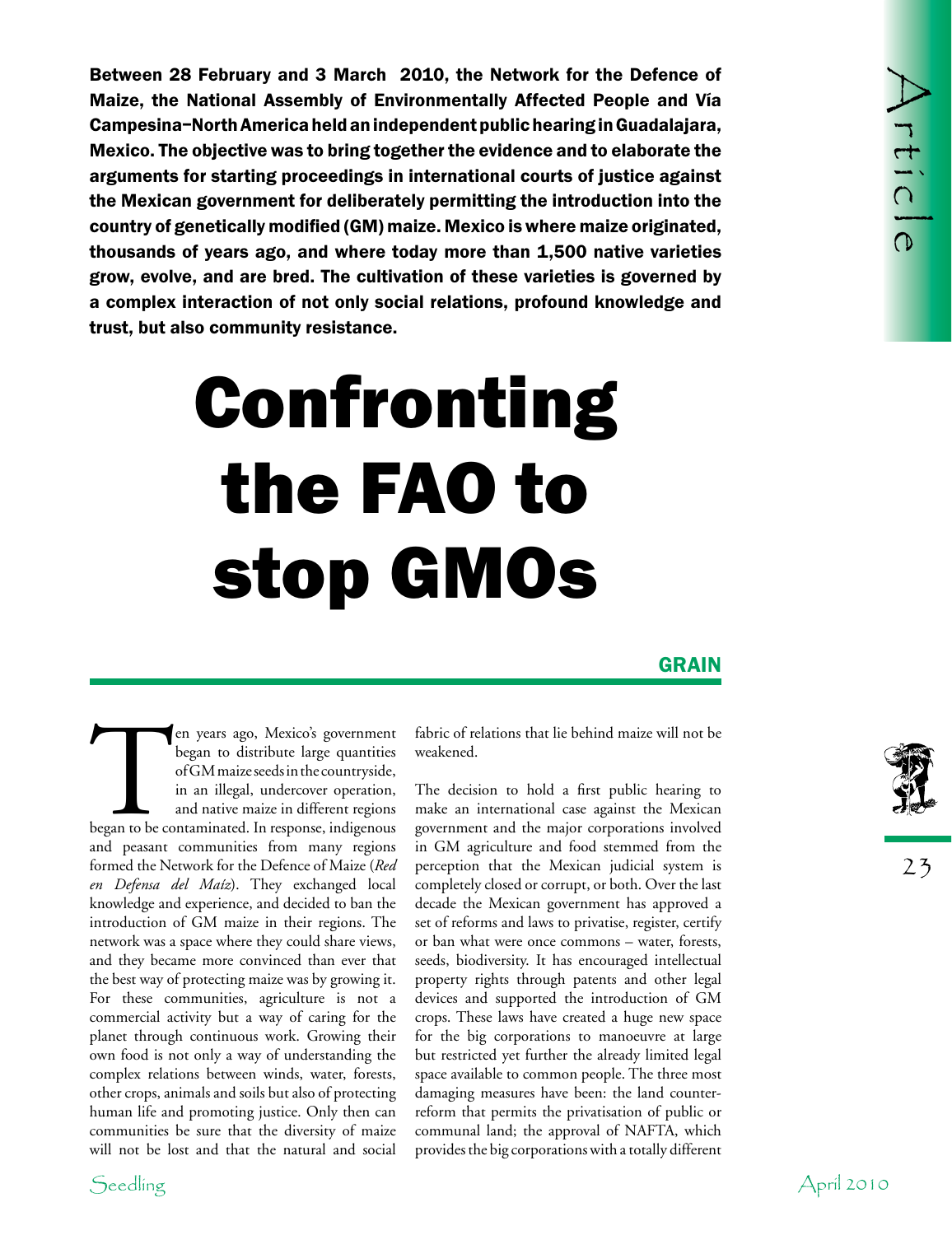**Between 28 February and 3 March 2010, the Network for the Defence of Maize, the National Assembly of Environmentally Affected People and Vía Campesina–North America held an independent public hearing in Guadalajara, Mexico. The objective was to bring together the evidence and to elaborate the arguments for starting proceedings in international courts of justice against the Mexican government for deliberately permitting the introduction into the country of genetically modified (GM) maize. Mexico is where maize originated, thousands of years ago, and where today more than 1,500 native varieties grow, evolve, and are bred. The cultivation of these varieties is governed by a complex interaction of not only social relations, profound knowledge and trust, but also community resistance.**

# Confronting the FAO to stop GMOs

**GRAIN**

Ten years ago, Mexico's government began to distribute large quantities of GM maize seeds in the countryside, in an illegal, undercover operation, and native maize in different regions began to be contaminated. In response, indigenous and peasant communities from many regions formed the Network for the Defence of Maize (*Red en Defensa del Maíz*). They exchanged local knowledge and experience, and decided to ban the introduction of GM maize in their regions. The network was a space where they could share views, and they became more convinced than ever that the best way of protecting maize was by growing it. For these communities, agriculture is not a commercial activity but a way of caring for the planet through continuous work. Growing their own food is not only a way of understanding the complex relations between winds, water, forests, other crops, animals and soils but also of protecting human life and promoting justice. Only then can communities be sure that the diversity of maize will not be lost and that the natural and social fabric of relations that lie behind maize will not be weakened.

The decision to hold a first public hearing to make an international case against the Mexican government and the major corporations involved in GM agriculture and food stemmed from the perception that the Mexican judicial system is completely closed or corrupt, or both. Over the last decade the Mexican government has approved a set of reforms and laws to privatise, register, certify or ban what were once commons – water, forests, seeds, biodiversity. It has encouraged intellectual property rights through patents and other legal devices and supported the introduction of GM crops. These laws have created a huge new space for the big corporations to manoeuvre at large but restricted yet further the already limited legal space available to common people. The three most damaging measures have been: the land counter-reform that permits the privatisation of public or communal land; the approval of NAFTA, which provides the big corporations with a totally different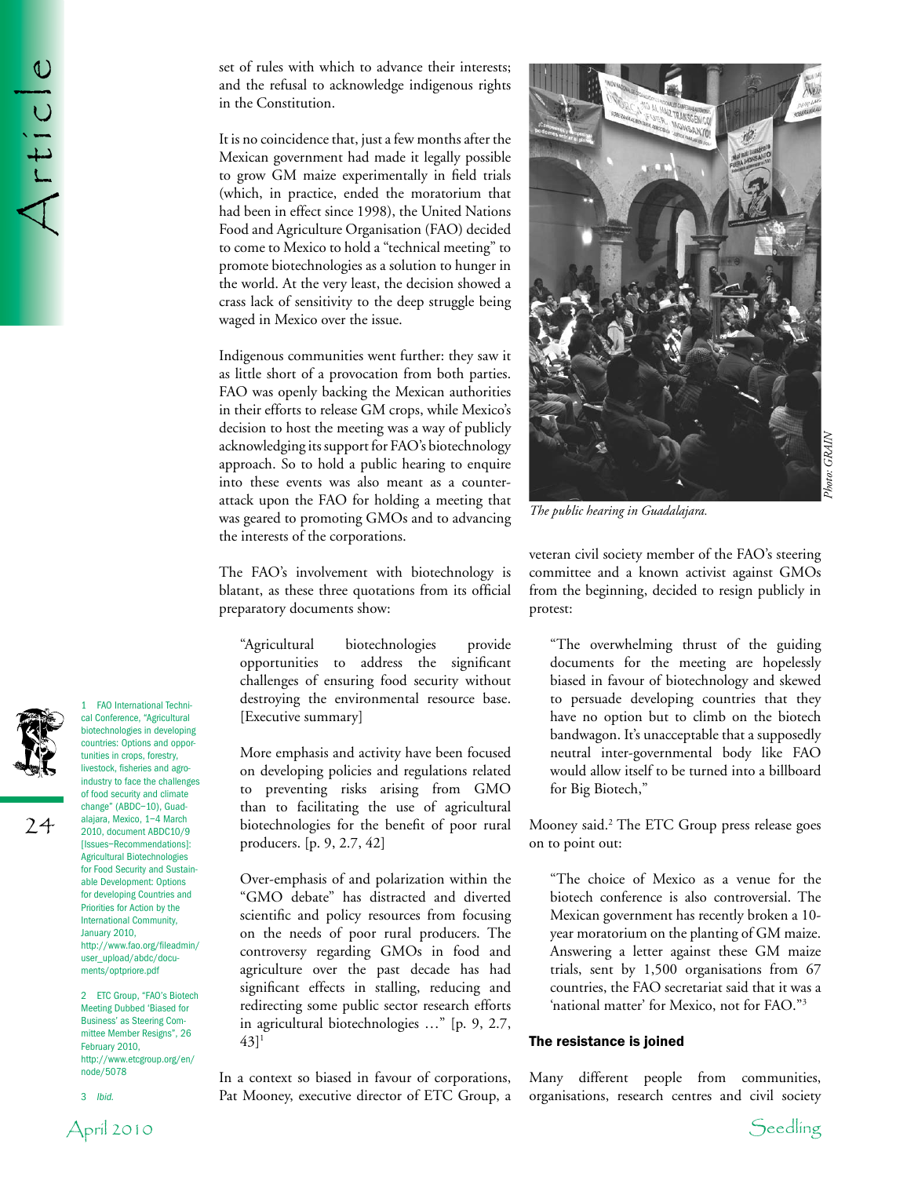set of rules with which to advance their interests; and the refusal to acknowledge indigenous rights in the Constitution.

It is no coincidence that, just a few months after the Mexican government had made it legally possible to grow GM maize experimentally in field trials (which, in practice, ended the moratorium that had been in effect since 1998), the United Nations Food and Agriculture Organisation (FAO) decided to come to Mexico to hold a "technical meeting" to promote biotechnologies as a solution to hunger in the world. At the very least, the decision showed a crass lack of sensitivity to the deep struggle being waged in Mexico over the issue.

Indigenous communities went further: they saw it as little short of a provocation from both parties. FAO was openly backing the Mexican authorities in their efforts to release GM crops, while Mexico's decision to host the meeting was a way of publicly acknowledging its support for FAO's biotechnology approach. So to hold a public hearing to enquire into these events was also meant as a counter-attack upon the FAO for holding a meeting that was geared to promoting GMOs and to advancing the interests of the corporations.

The FAO's involvement with biotechnology is blatant, as these three quotations from its official preparatory documents show:

> "Agricultural biotechnologies provide opportunities to address the significant challenges of ensuring food security without destroying the environmental resource base. [Executive summary]
>
> More emphasis and activity have been focused on developing policies and regulations related to preventing risks arising from GMO than to facilitating the use of agricultural biotechnologies for the benefit of poor rural producers. [p. 9, 2.7, 42]
>
> Over-emphasis of and polarization within the "GMO debate" has distracted and diverted scientific and policy resources from focusing on the needs of poor rural producers. The controversy regarding GMOs in food and agriculture over the past decade has had significant effects in stalling, reducing and redirecting some public sector research efforts in agricultural biotechnologies …" [p. 9, 2.7, 43][1]

In a context so biased in favour of corporations, Pat Mooney, executive director of ETC Group, a veteran civil society member of the FAO's steering committee and a known activist against GMOs from the beginning, decided to resign publicly in protest:

> "The overwhelming thrust of the guiding documents for the meeting are hopelessly biased in favour of biotechnology and skewed to persuade developing countries that they have no option but to climb on the biotech bandwagon. It's unacceptable that a supposedly neutral inter-governmental body like FAO would allow itself to be turned into a billboard for Big Biotech,"

Mooney said.[2] The ETC Group press release goes on to point out:

> "The choice of Mexico as a venue for the biotech conference is also controversial. The Mexican government has recently broken a 10-year moratorium on the planting of GM maize. Answering a letter against these GM maize trials, sent by 1,500 organisations from 67 countries, the FAO secretariat said that it was a 'national matter' for Mexico, not for FAO."[3]

*The public hearing in Guadalajara.*

*Photo: GRAIN*

## The resistance is joined

Many different people from communities, organisations, research centres and civil society

---

1 FAO International Technical Conference, "Agricultural biotechnologies in developing countries: Options and opportunities in crops, forestry, livestock, fisheries and agro-industry to face the challenges of food security and climate change" (ABDC–10), Guadalajara, Mexico, 1–4 March 2010, document ABDC10/9 [Issues–Recommendations]: Agricultural Biotechnologies for Food Security and Sustainable Development: Options for developing Countries and Priorities for Action by the International Community, January 2010, http://www.fao.org/fileadmin/user_upload/abdc/documents/optpriore.pdf

2 ETC Group, "FAO's Biotech Meeting Dubbed 'Biased for Business' as Steering Committee Member Resigns", 26 February 2010, http://www.etcgroup.org/en/node/5078

3 *Ibid.*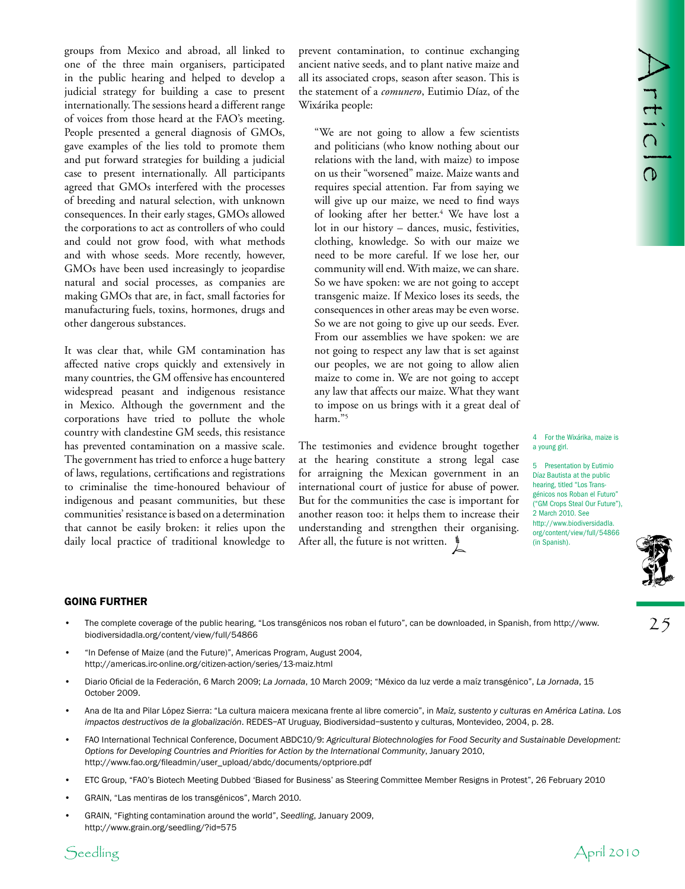groups from Mexico and abroad, all linked to one of the three main organisers, participated in the public hearing and helped to develop a judicial strategy for building a case to present internationally. The sessions heard a different range of voices from those heard at the FAO's meeting. People presented a general diagnosis of GMOs, gave examples of the lies told to promote them and put forward strategies for building a judicial case to present internationally. All participants agreed that GMOs interfered with the processes of breeding and natural selection, with unknown consequences. In their early stages, GMOs allowed the corporations to act as controllers of who could and could not grow food, with what methods and with whose seeds. More recently, however, GMOs have been used increasingly to jeopardise natural and social processes, as companies are making GMOs that are, in fact, small factories for manufacturing fuels, toxins, hormones, drugs and other dangerous substances.

It was clear that, while GM contamination has affected native crops quickly and extensively in many countries, the GM offensive has encountered widespread peasant and indigenous resistance in Mexico. Although the government and the corporations have tried to pollute the whole country with clandestine GM seeds, this resistance has prevented contamination on a massive scale. The government has tried to enforce a huge battery of laws, regulations, certifications and registrations to criminalise the time-honoured behaviour of indigenous and peasant communities, but these communities' resistance is based on a determination that cannot be easily broken: it relies upon the daily local practice of traditional knowledge to prevent contamination, to continue exchanging ancient native seeds, and to plant native maize and all its associated crops, season after season. This is the statement of a *comunero*, Eutimio Díaz, of the Wixárika people:

> "We are not going to allow a few scientists and politicians (who know nothing about our relations with the land, with maize) to impose on us their "worsened" maize. Maize wants and requires special attention. Far from saying we will give up our maize, we need to find ways of looking after her better.[4] We have lost a lot in our history – dances, music, festivities, clothing, knowledge. So with our maize we need to be more careful. If we lose her, our community will end. With maize, we can share. So we have spoken: we are not going to accept transgenic maize. If Mexico loses its seeds, the consequences in other areas may be even worse. So we are not going to give up our seeds. Ever. From our assemblies we have spoken: we are not going to respect any law that is set against our peoples, we are not going to allow alien maize to come in. We are not going to accept any law that affects our maize. What they want to impose on us brings with it a great deal of harm."[5]

The testimonies and evidence brought together at the hearing constitute a strong legal case for arraigning the Mexican government in an international court of justice for abuse of power. But for the communities the case is important for another reason too: it helps them to increase their understanding and strengthen their organising. After all, the future is not written.

4 For the Wixárika, maize is a young girl.

5 Presentation by Eutimio Díaz Bautista at the public hearing, titled "Los Transgénicos nos Roban el Futuro" ("GM Crops Steal Our Future"), 2 March 2010. See http://www.biodiversidadla.org/content/view/full/54866 (in Spanish).

## GOING FURTHER

- The complete coverage of the public hearing, "Los transgénicos nos roban el futuro", can be downloaded, in Spanish, from http://www.biodiversidadla.org/content/view/full/54866
- "In Defense of Maize (and the Future)", Americas Program, August 2004, http://americas.irc-online.org/citizen-action/series/13-maiz.html
- Diario Oficial de la Federación, 6 March 2009; *La Jornada*, 10 March 2009; "México da luz verde a maíz transgénico", *La Jornada*, 15 October 2009.
- Ana de Ita and Pilar López Sierra: "La cultura maicera mexicana frente al libre comercio", in *Maíz, sustento y culturas en América Latina. Los impactos destructivos de la globalización*. REDES–AT Uruguay, Biodiversidad–sustento y culturas, Montevideo, 2004, p. 28.
- FAO International Technical Conference, Document ABDC10/9: *Agricultural Biotechnologies for Food Security and Sustainable Development: Options for Developing Countries and Priorities for Action by the International Community*, January 2010, http://www.fao.org/fileadmin/user_upload/abdc/documents/optpriore.pdf
- ETC Group, "FAO's Biotech Meeting Dubbed 'Biased for Business' as Steering Committee Member Resigns in Protest", 26 February 2010
- GRAIN, "Las mentiras de los transgénicos", March 2010.
- GRAIN, "Fighting contamination around the world", *Seedling*, January 2009, http://www.grain.org/seedling/?id=575